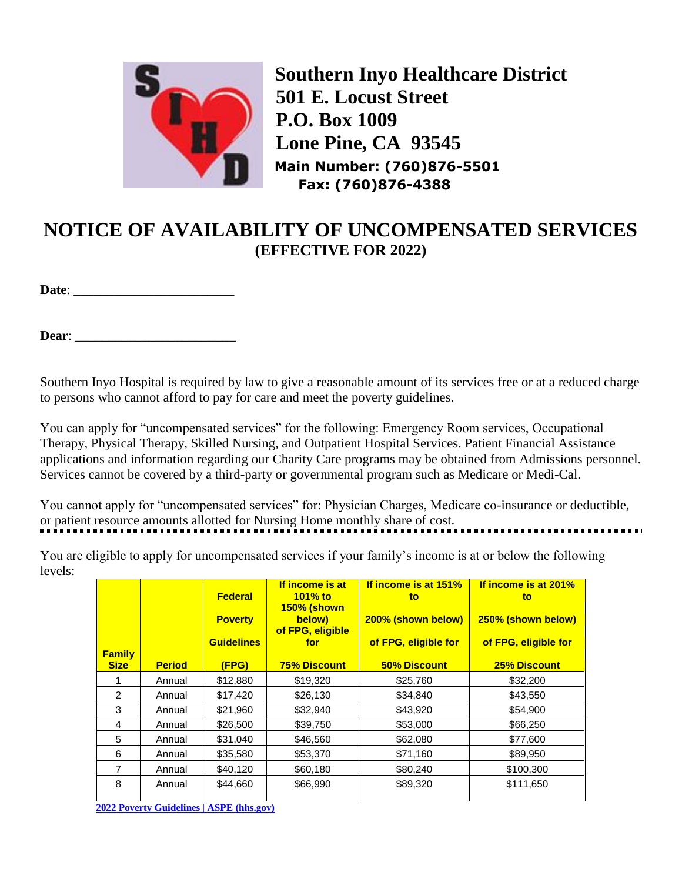**Southern Inyo Healthcare District**
**501 E. Locust Street**
**P.O. Box 1009**
**Lone Pine, CA 93545**
**Main Number: (760)876-5501**
**Fax: (760)876-4388**

# NOTICE OF AVAILABILITY OF UNCOMPENSATED SERVICES
## (EFFECTIVE FOR 2022)

**Date**: ________________________

**Dear**: ________________________

Southern Inyo Hospital is required by law to give a reasonable amount of its services free or at a reduced charge to persons who cannot afford to pay for care and meet the poverty guidelines.

You can apply for "uncompensated services" for the following: Emergency Room services, Occupational Therapy, Physical Therapy, Skilled Nursing, and Outpatient Hospital Services. Patient Financial Assistance applications and information regarding our Charity Care programs may be obtained from Admissions personnel. Services cannot be covered by a third-party or governmental program such as Medicare or Medi-Cal.

You cannot apply for "uncompensated services" for: Physician Charges, Medicare co-insurance or deductible, or patient resource amounts allotted for Nursing Home monthly share of cost.

You are eligible to apply for uncompensated services if your family's income is at or below the following levels:

| Family Size | Period | Federal Poverty Guidelines (FPG) | If income is at 101% to 150% (shown below) of FPG, eligible for 75% Discount | If income is at 151% to 200% (shown below) of FPG, eligible for 50% Discount | If income is at 201% to 250% (shown below) of FPG, eligible for 25% Discount |
|---|---|---|---|---|---|
| 1 | Annual | $12,880 | $19,320 | $25,760 | $32,200 |
| 2 | Annual | $17,420 | $26,130 | $34,840 | $43,550 |
| 3 | Annual | $21,960 | $32,940 | $43,920 | $54,900 |
| 4 | Annual | $26,500 | $39,750 | $53,000 | $66,250 |
| 5 | Annual | $31,040 | $46,560 | $62,080 | $77,600 |
| 6 | Annual | $35,580 | $53,370 | $71,160 | $89,950 |
| 7 | Annual | $40,120 | $60,180 | $80,240 | $100,300 |
| 8 | Annual | $44,660 | $66,990 | $89,320 | $111,650 |

2022 Poverty Guidelines | ASPE (hhs.gov)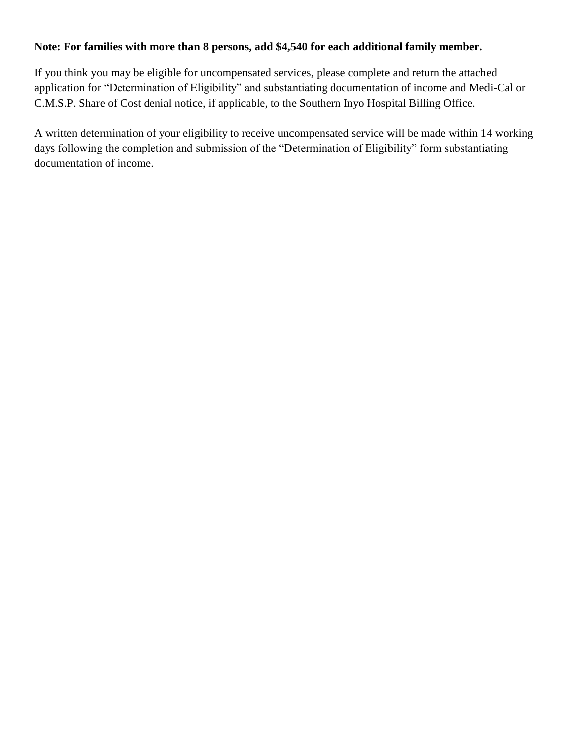**Note: For families with more than 8 persons, add $4,540 for each additional family member.**

If you think you may be eligible for uncompensated services, please complete and return the attached application for "Determination of Eligibility" and substantiating documentation of income and Medi-Cal or C.M.S.P. Share of Cost denial notice, if applicable, to the Southern Inyo Hospital Billing Office.

A written determination of your eligibility to receive uncompensated service will be made within 14 working days following the completion and submission of the "Determination of Eligibility" form substantiating documentation of income.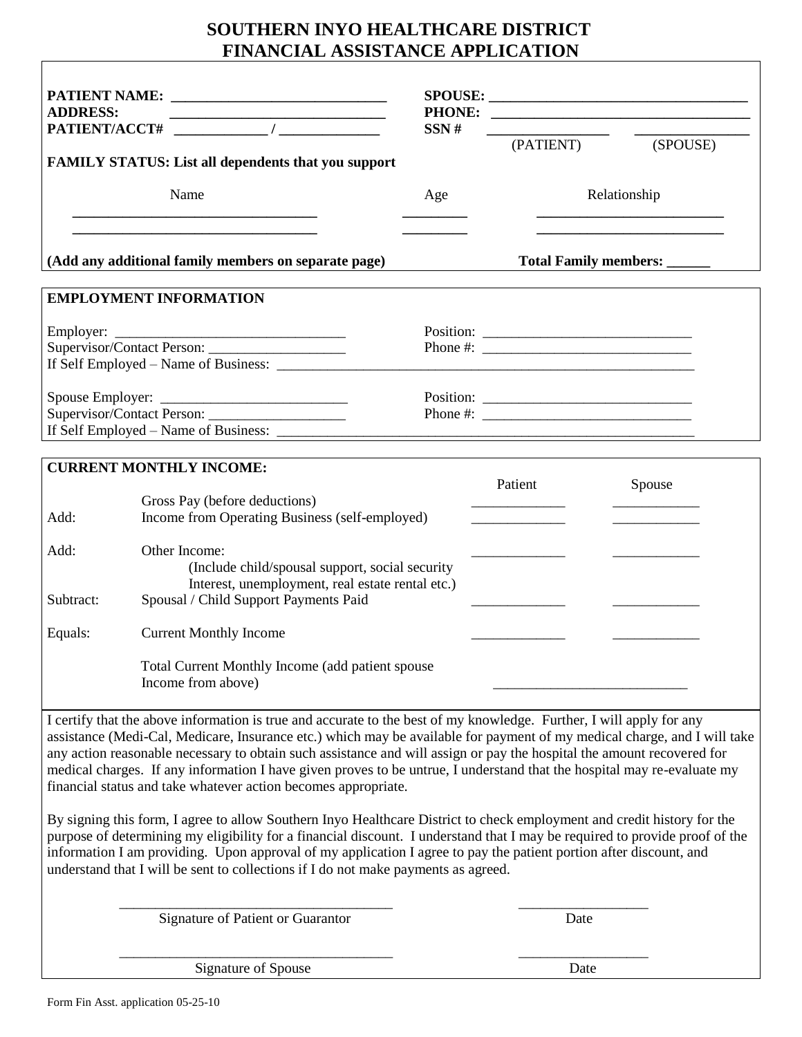# SOUTHERN INYO HEALTHCARE DISTRICT
# FINANCIAL ASSISTANCE APPLICATION

**PATIENT NAME:** ______________________________

**ADDRESS:** ______________________________

**PATIENT/ACCT#** _____________ / ______________

**SPOUSE:** ____________________________________

**PHONE:** ____________________________________

**SSN #** _________________ (PATIENT) _________________ (SPOUSE)

**FAMILY STATUS: List all dependents that you support**

| Name | Age | Relationship |
|---|---|---|
| ________________________________ | ________ | _________________________ |
| ________________________________ | ________ | _________________________ |

**(Add any additional family members on separate page)** **Total Family members: ______**

## EMPLOYMENT INFORMATION

Employer: ________________________________ Position: ____________________________

Supervisor/Contact Person: ___________________ Phone #: _____________________________

If Self Employed – Name of Business: ____________________________________________________________

Spouse Employer: __________________________ Position: _____________________________

Supervisor/Contact Person: ___________________ Phone #: _____________________________

If Self Employed – Name of Business: ____________________________________________________________

## CURRENT MONTHLY INCOME:

| | | Patient | Spouse |
|---|---|---|---|
| | Gross Pay (before deductions) | _____________ | ____________ |
| Add: | Income from Operating Business (self-employed) | _____________ | ____________ |
| Add: | Other Income: (Include child/spousal support, social security Interest, unemployment, real estate rental etc.) | _____________ | ____________ |
| Subtract: | Spousal / Child Support Payments Paid | _____________ | ____________ |
| Equals: | Current Monthly Income | _____________ | ____________ |
| | Total Current Monthly Income (add patient spouse Income from above) | __________________________ | |

I certify that the above information is true and accurate to the best of my knowledge. Further, I will apply for any assistance (Medi-Cal, Medicare, Insurance etc.) which may be available for payment of my medical charge, and I will take any action reasonable necessary to obtain such assistance and will assign or pay the hospital the amount recovered for medical charges. If any information I have given proves to be untrue, I understand that the hospital may re-evaluate my financial status and take whatever action becomes appropriate.

By signing this form, I agree to allow Southern Inyo Healthcare District to check employment and credit history for the purpose of determining my eligibility for a financial discount. I understand that I may be required to provide proof of the information I am providing. Upon approval of my application I agree to pay the patient portion after discount, and understand that I will be sent to collections if I do not make payments as agreed.

_____________________________________ __________________

Signature of Patient or Guarantor Date

_____________________________________ __________________

Signature of Spouse Date

Form Fin Asst. application 05-25-10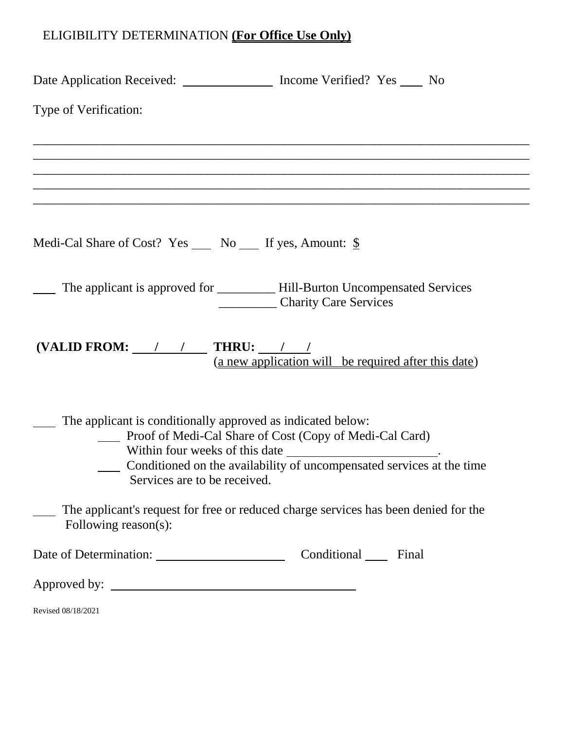ELIGIBILITY DETERMINATION **(For Office Use Only)**

Date Application Received: ______________ Income Verified? Yes ____ No

Type of Verification:

______________________________________________________________________________
______________________________________________________________________________
______________________________________________________________________________
______________________________________________________________________________
______________________________________________________________________________

Medi-Cal Share of Cost? Yes ___ No ___ If yes, Amount: $

____ The applicant is approved for _________ Hill-Burton Uncompensated Services
_________ Charity Care Services

**(VALID FROM: ___/___/___ THRU: ___/___/** (a new application will be required after this date)

____ The applicant is conditionally approved as indicated below:

- ____ Proof of Medi-Cal Share of Cost (Copy of Medi-Cal Card) Within four weeks of this date ________________________.
- ____ Conditioned on the availability of uncompensated services at the time Services are to be received.

____ The applicant's request for free or reduced charge services has been denied for the Following reason(s):

Date of Determination: ____________________ Conditional ____ Final

Approved by: ________________________________________

Revised 08/18/2021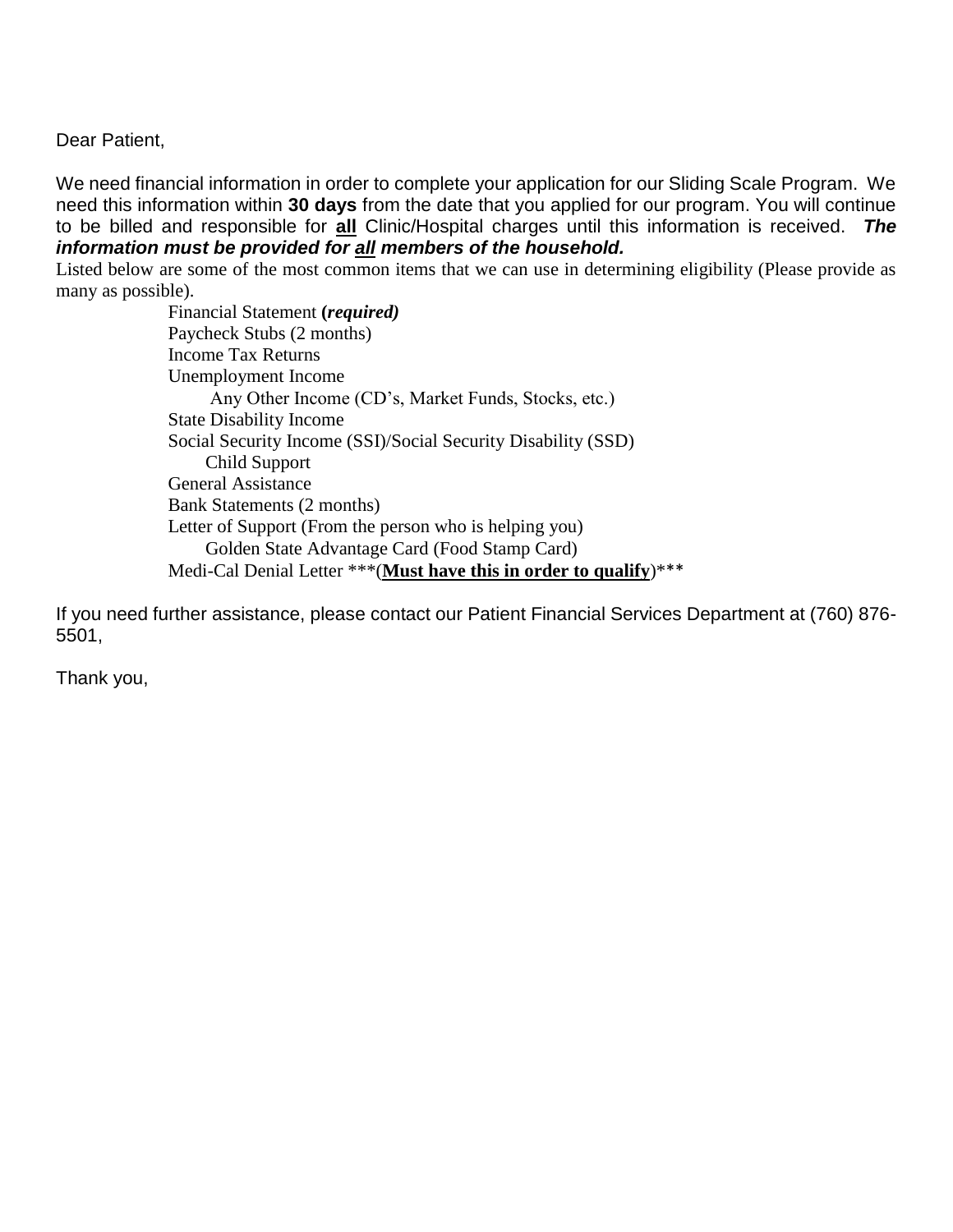Dear Patient,

We need financial information in order to complete your application for our Sliding Scale Program. We need this information within **30 days** from the date that you applied for our program. You will continue to be billed and responsible for **<u>all</u>** Clinic/Hospital charges until this information is received. ***The information must be provided for <u>all</u> members of the household.***

Listed below are some of the most common items that we can use in determining eligibility (Please provide as many as possible).

- Financial Statement **(*required*)**
- Paycheck Stubs (2 months)
- Income Tax Returns
- Unemployment Income
- Any Other Income (CD's, Market Funds, Stocks, etc.)
- State Disability Income
- Social Security Income (SSI)/Social Security Disability (SSD)
- Child Support
- General Assistance
- Bank Statements (2 months)
- Letter of Support (From the person who is helping you)
- Golden State Advantage Card (Food Stamp Card)
- Medi-Cal Denial Letter ***(**<u>Must have this in order to qualify</u>**)***

If you need further assistance, please contact our Patient Financial Services Department at (760) 876-5501,

Thank you,